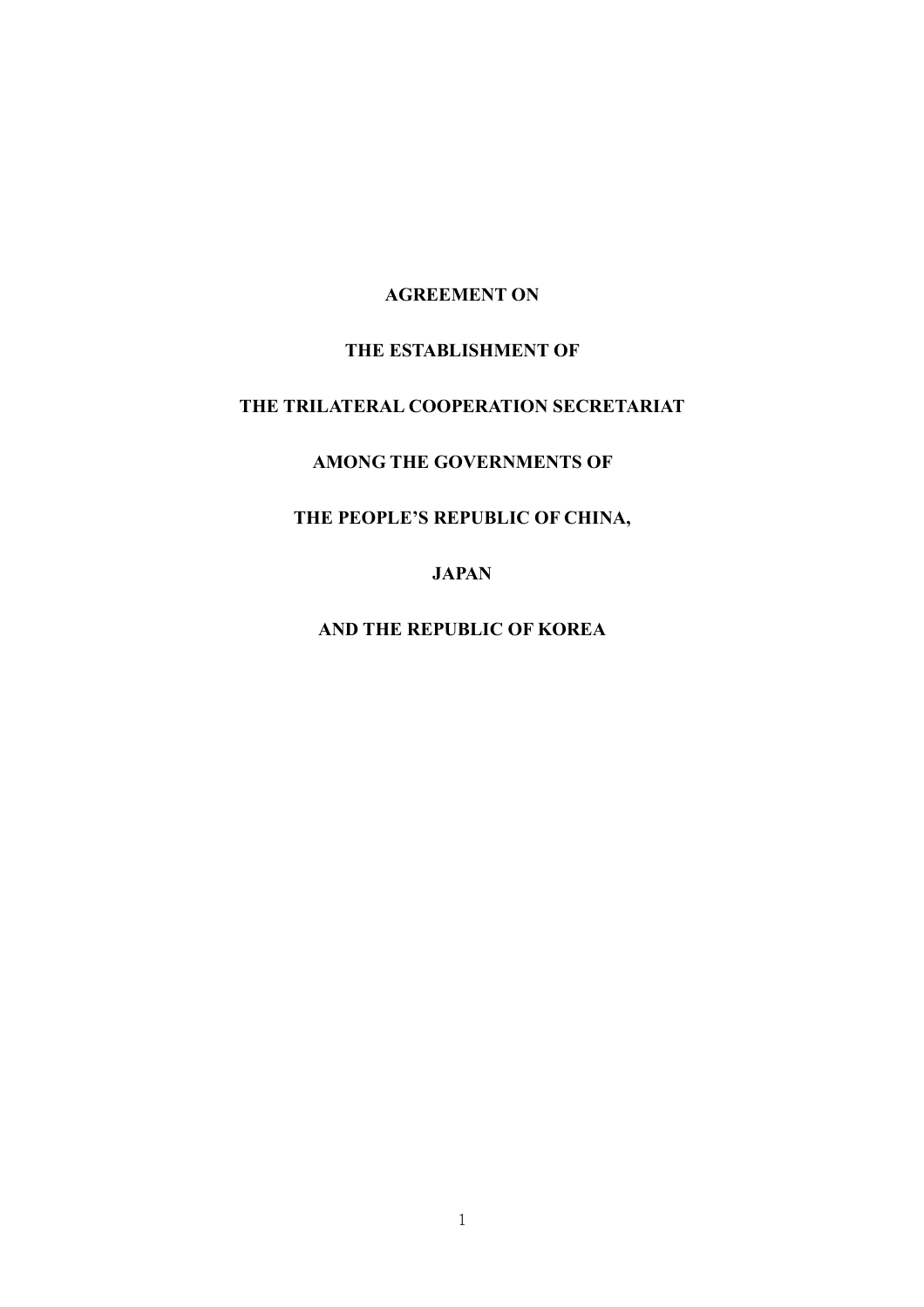# AGREEMENT ON

# THE ESTABLISHMENT OF

# THE TRILATERAL COOPERATION SECRETARIAT

# AMONG THE GOVERNMENTS OF

# THE PEOPLE'S REPUBLIC OF CHINA,

# JAPAN

# AND THE REPUBLIC OF KOREA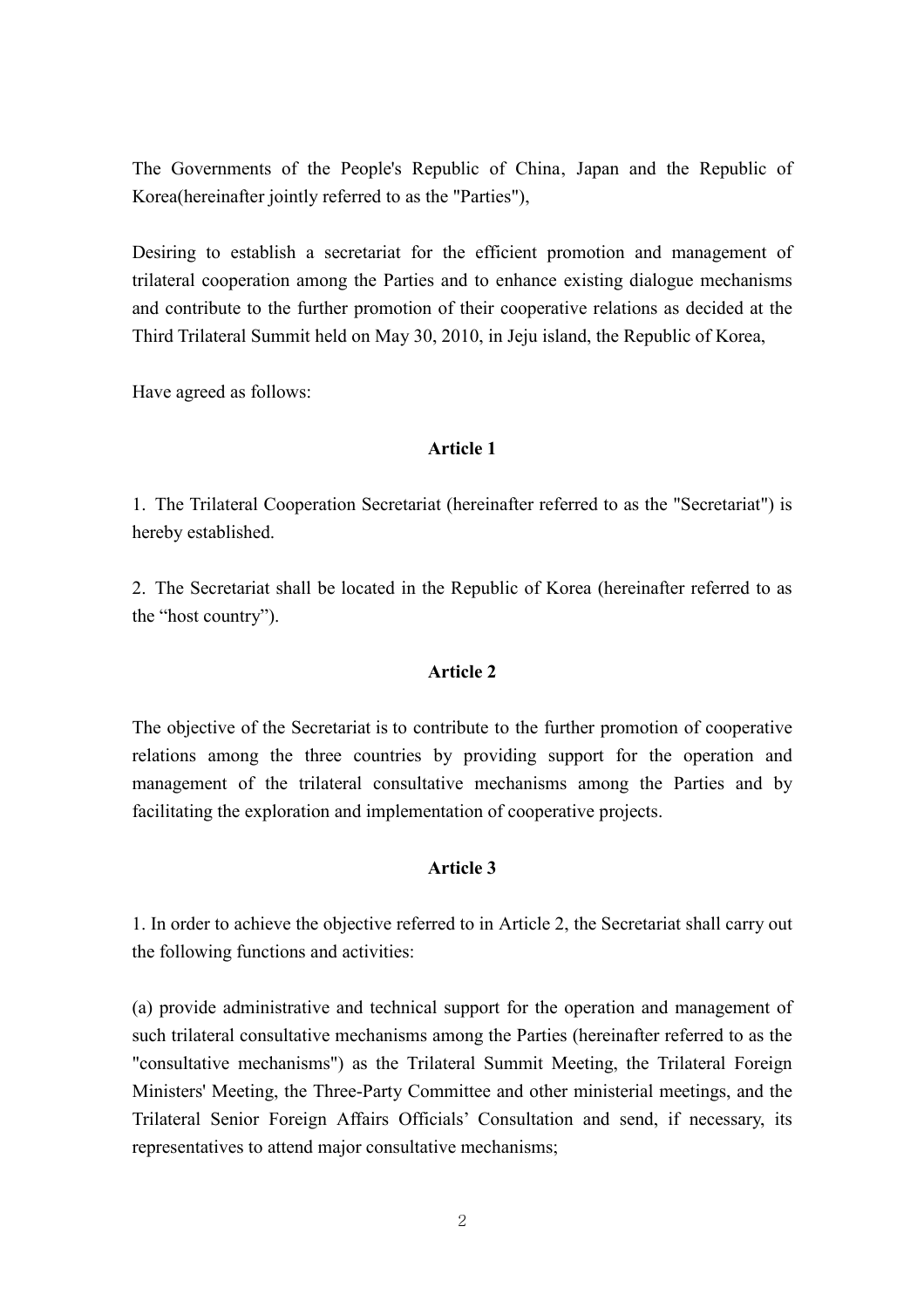The Governments of the People's Republic of China, Japan and the Republic of Korea(hereinafter jointly referred to as the "Parties"),

Desiring to establish a secretariat for the efficient promotion and management of trilateral cooperation among the Parties and to enhance existing dialogue mechanisms and contribute to the further promotion of their cooperative relations as decided at the Third Trilateral Summit held on May 30, 2010, in Jeju island, the Republic of Korea,

Have agreed as follows:

**Article 1**

1. The Trilateral Cooperation Secretariat (hereinafter referred to as the "Secretariat") is hereby established.

2. The Secretariat shall be located in the Republic of Korea (hereinafter referred to as the “host country”).

**Article 2**

The objective of the Secretariat is to contribute to the further promotion of cooperative relations among the three countries by providing support for the operation and management of the trilateral consultative mechanisms among the Parties and by facilitating the exploration and implementation of cooperative projects.

**Article 3**

1. In order to achieve the objective referred to in Article 2, the Secretariat shall carry out the following functions and activities:

(a) provide administrative and technical support for the operation and management of such trilateral consultative mechanisms among the Parties (hereinafter referred to as the "consultative mechanisms") as the Trilateral Summit Meeting, the Trilateral Foreign Ministers' Meeting, the Three-Party Committee and other ministerial meetings, and the Trilateral Senior Foreign Affairs Officials’ Consultation and send, if necessary, its representatives to attend major consultative mechanisms;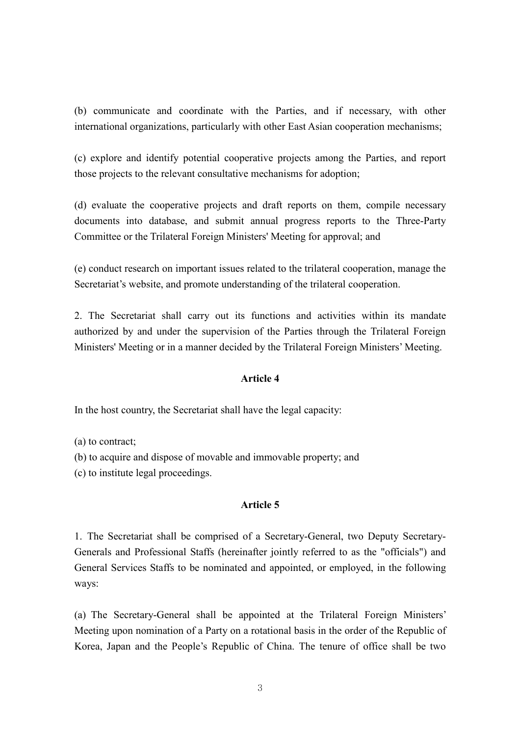(b) communicate and coordinate with the Parties, and if necessary, with other international organizations, particularly with other East Asian cooperation mechanisms;

(c) explore and identify potential cooperative projects among the Parties, and report those projects to the relevant consultative mechanisms for adoption;

(d) evaluate the cooperative projects and draft reports on them, compile necessary documents into database, and submit annual progress reports to the Three-Party Committee or the Trilateral Foreign Ministers' Meeting for approval; and

(e) conduct research on important issues related to the trilateral cooperation, manage the Secretariat's website, and promote understanding of the trilateral cooperation.

2. The Secretariat shall carry out its functions and activities within its mandate authorized by and under the supervision of the Parties through the Trilateral Foreign Ministers' Meeting or in a manner decided by the Trilateral Foreign Ministers' Meeting.

**Article 4**

In the host country, the Secretariat shall have the legal capacity:

(a) to contract;
(b) to acquire and dispose of movable and immovable property; and
(c) to institute legal proceedings.

**Article 5**

1. The Secretariat shall be comprised of a Secretary-General, two Deputy Secretary-Generals and Professional Staffs (hereinafter jointly referred to as the "officials") and General Services Staffs to be nominated and appointed, or employed, in the following ways:

(a) The Secretary-General shall be appointed at the Trilateral Foreign Ministers' Meeting upon nomination of a Party on a rotational basis in the order of the Republic of Korea, Japan and the People's Republic of China. The tenure of office shall be two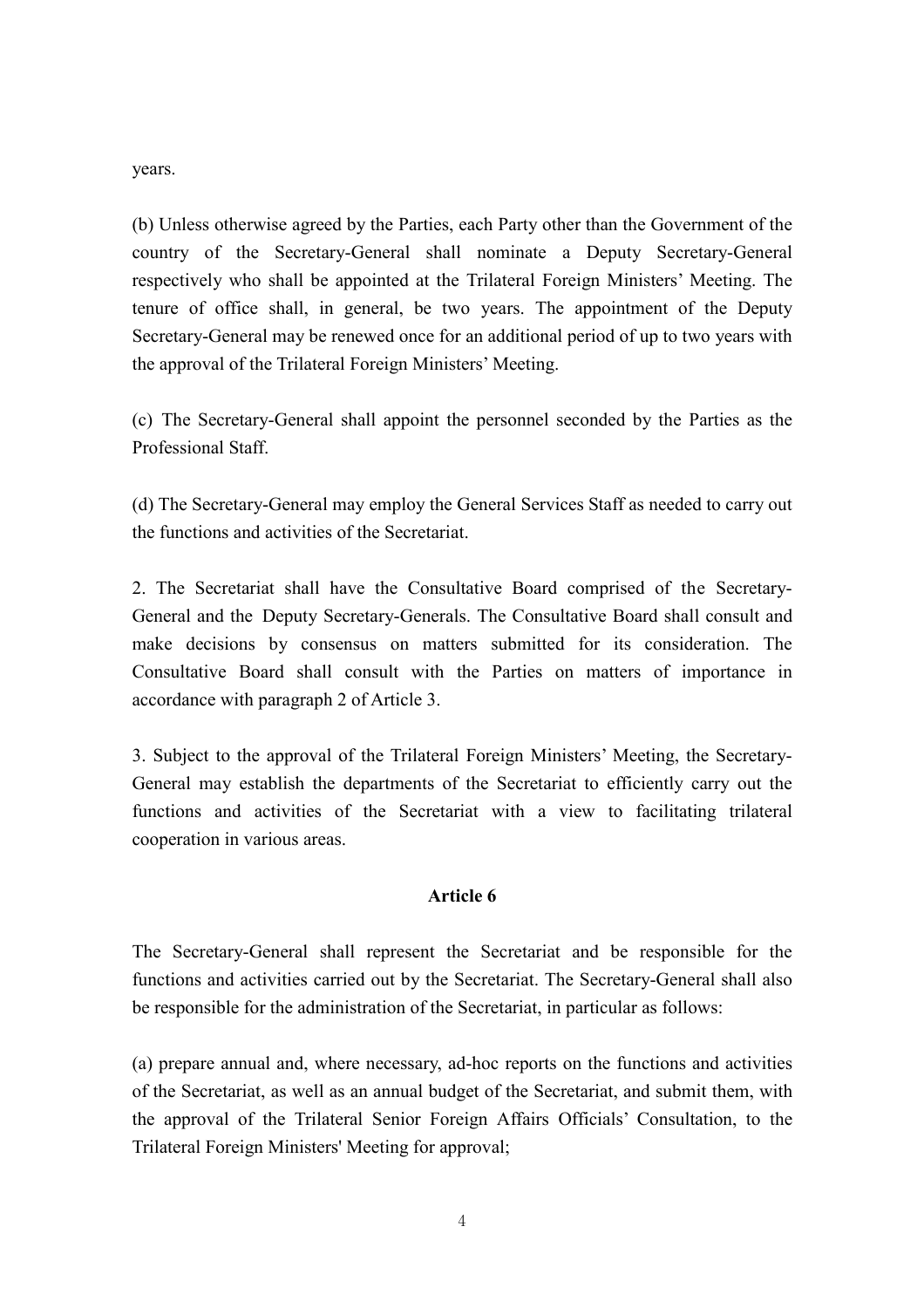years.

(b) Unless otherwise agreed by the Parties, each Party other than the Government of the country of the Secretary-General shall nominate a Deputy Secretary-General respectively who shall be appointed at the Trilateral Foreign Ministers' Meeting. The tenure of office shall, in general, be two years. The appointment of the Deputy Secretary-General may be renewed once for an additional period of up to two years with the approval of the Trilateral Foreign Ministers' Meeting.

(c) The Secretary-General shall appoint the personnel seconded by the Parties as the Professional Staff.

(d) The Secretary-General may employ the General Services Staff as needed to carry out the functions and activities of the Secretariat.

2. The Secretariat shall have the Consultative Board comprised of the Secretary-General and the Deputy Secretary-Generals. The Consultative Board shall consult and make decisions by consensus on matters submitted for its consideration. The Consultative Board shall consult with the Parties on matters of importance in accordance with paragraph 2 of Article 3.

3. Subject to the approval of the Trilateral Foreign Ministers' Meeting, the Secretary-General may establish the departments of the Secretariat to efficiently carry out the functions and activities of the Secretariat with a view to facilitating trilateral cooperation in various areas.

**Article 6**

The Secretary-General shall represent the Secretariat and be responsible for the functions and activities carried out by the Secretariat. The Secretary-General shall also be responsible for the administration of the Secretariat, in particular as follows:

(a) prepare annual and, where necessary, ad-hoc reports on the functions and activities of the Secretariat, as well as an annual budget of the Secretariat, and submit them, with the approval of the Trilateral Senior Foreign Affairs Officials' Consultation, to the Trilateral Foreign Ministers' Meeting for approval;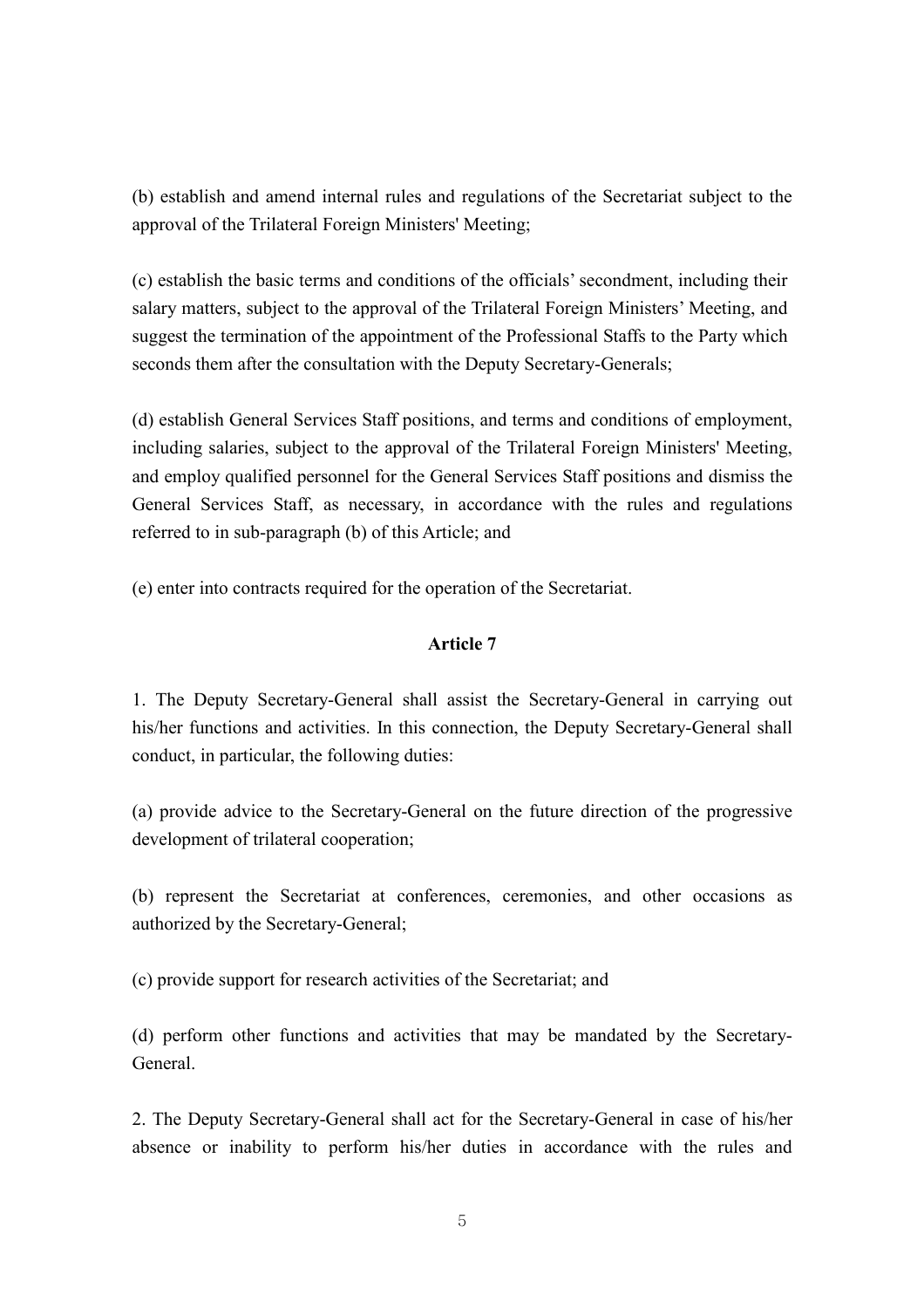(b) establish and amend internal rules and regulations of the Secretariat subject to the approval of the Trilateral Foreign Ministers' Meeting;

(c) establish the basic terms and conditions of the officials' secondment, including their salary matters, subject to the approval of the Trilateral Foreign Ministers' Meeting, and suggest the termination of the appointment of the Professional Staffs to the Party which seconds them after the consultation with the Deputy Secretary-Generals;

(d) establish General Services Staff positions, and terms and conditions of employment, including salaries, subject to the approval of the Trilateral Foreign Ministers' Meeting, and employ qualified personnel for the General Services Staff positions and dismiss the General Services Staff, as necessary, in accordance with the rules and regulations referred to in sub-paragraph (b) of this Article; and

(e) enter into contracts required for the operation of the Secretariat.

**Article 7**

1. The Deputy Secretary-General shall assist the Secretary-General in carrying out his/her functions and activities. In this connection, the Deputy Secretary-General shall conduct, in particular, the following duties:

(a) provide advice to the Secretary-General on the future direction of the progressive development of trilateral cooperation;

(b) represent the Secretariat at conferences, ceremonies, and other occasions as authorized by the Secretary-General;

(c) provide support for research activities of the Secretariat; and

(d) perform other functions and activities that may be mandated by the Secretary-General.

2. The Deputy Secretary-General shall act for the Secretary-General in case of his/her absence or inability to perform his/her duties in accordance with the rules and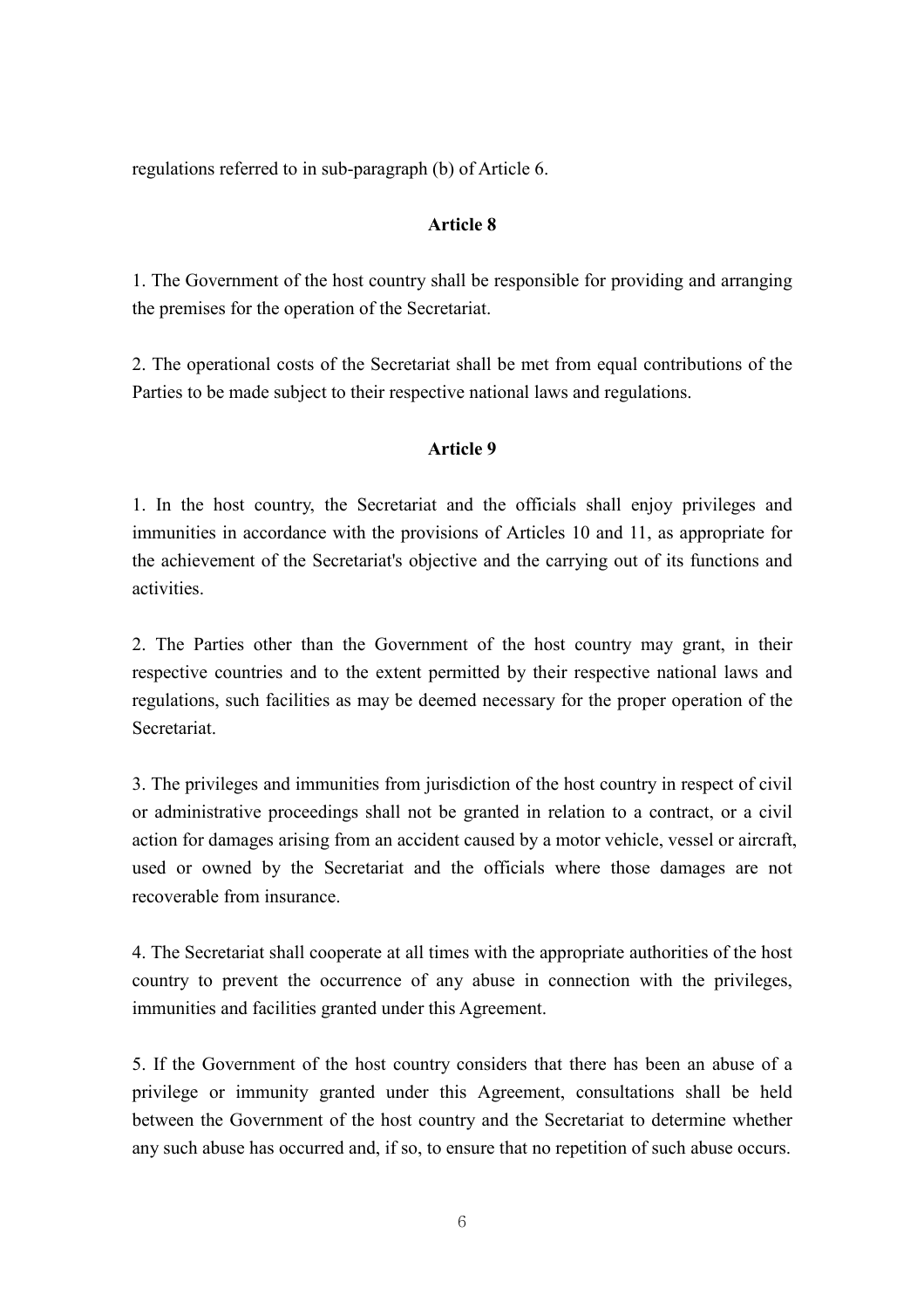regulations referred to in sub-paragraph (b) of Article 6.

**Article 8**

1. The Government of the host country shall be responsible for providing and arranging the premises for the operation of the Secretariat.

2. The operational costs of the Secretariat shall be met from equal contributions of the Parties to be made subject to their respective national laws and regulations.

**Article 9**

1. In the host country, the Secretariat and the officials shall enjoy privileges and immunities in accordance with the provisions of Articles 10 and 11, as appropriate for the achievement of the Secretariat's objective and the carrying out of its functions and activities.

2. The Parties other than the Government of the host country may grant, in their respective countries and to the extent permitted by their respective national laws and regulations, such facilities as may be deemed necessary for the proper operation of the Secretariat.

3. The privileges and immunities from jurisdiction of the host country in respect of civil or administrative proceedings shall not be granted in relation to a contract, or a civil action for damages arising from an accident caused by a motor vehicle, vessel or aircraft, used or owned by the Secretariat and the officials where those damages are not recoverable from insurance.

4. The Secretariat shall cooperate at all times with the appropriate authorities of the host country to prevent the occurrence of any abuse in connection with the privileges, immunities and facilities granted under this Agreement.

5. If the Government of the host country considers that there has been an abuse of a privilege or immunity granted under this Agreement, consultations shall be held between the Government of the host country and the Secretariat to determine whether any such abuse has occurred and, if so, to ensure that no repetition of such abuse occurs.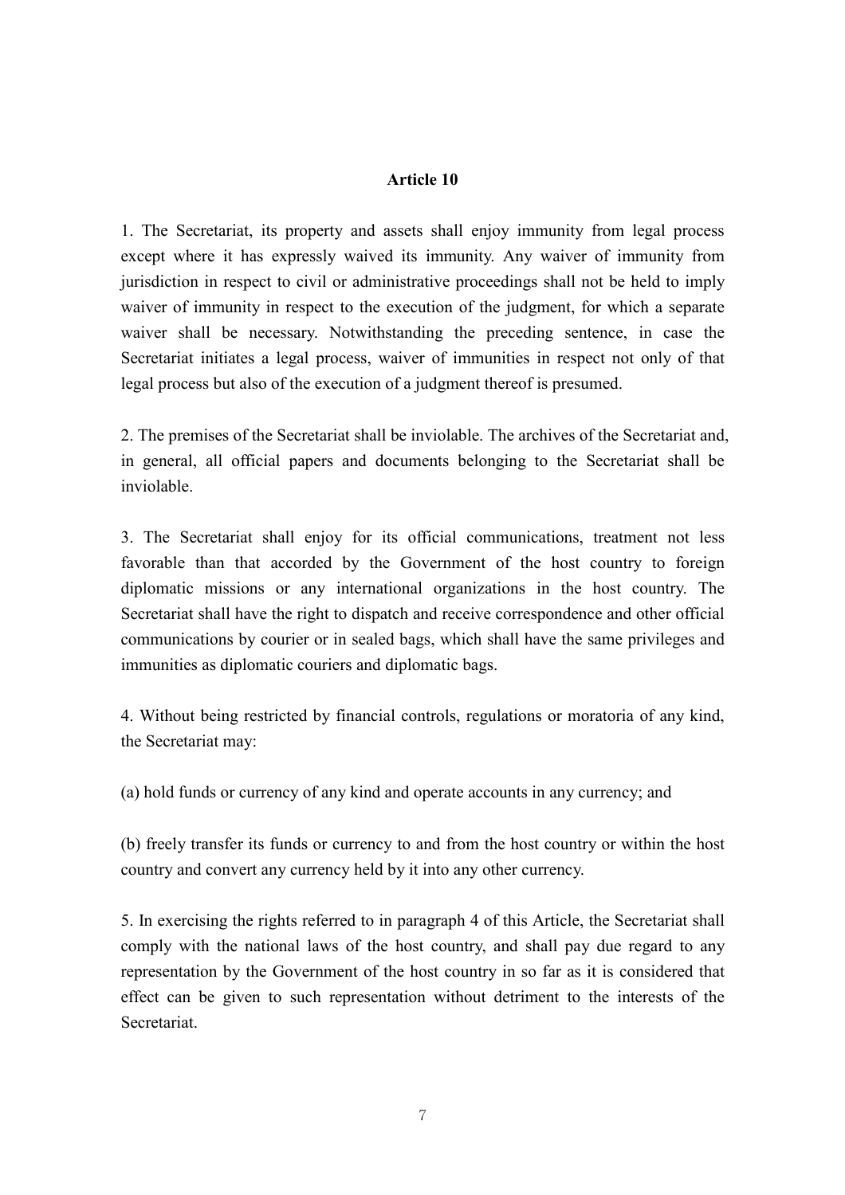**Article 10**

1. The Secretariat, its property and assets shall enjoy immunity from legal process except where it has expressly waived its immunity. Any waiver of immunity from jurisdiction in respect to civil or administrative proceedings shall not be held to imply waiver of immunity in respect to the execution of the judgment, for which a separate waiver shall be necessary. Notwithstanding the preceding sentence, in case the Secretariat initiates a legal process, waiver of immunities in respect not only of that legal process but also of the execution of a judgment thereof is presumed.

2. The premises of the Secretariat shall be inviolable. The archives of the Secretariat and, in general, all official papers and documents belonging to the Secretariat shall be inviolable.

3. The Secretariat shall enjoy for its official communications, treatment not less favorable than that accorded by the Government of the host country to foreign diplomatic missions or any international organizations in the host country. The Secretariat shall have the right to dispatch and receive correspondence and other official communications by courier or in sealed bags, which shall have the same privileges and immunities as diplomatic couriers and diplomatic bags.

4. Without being restricted by financial controls, regulations or moratoria of any kind, the Secretariat may:

(a) hold funds or currency of any kind and operate accounts in any currency; and

(b) freely transfer its funds or currency to and from the host country or within the host country and convert any currency held by it into any other currency.

5. In exercising the rights referred to in paragraph 4 of this Article, the Secretariat shall comply with the national laws of the host country, and shall pay due regard to any representation by the Government of the host country in so far as it is considered that effect can be given to such representation without detriment to the interests of the Secretariat.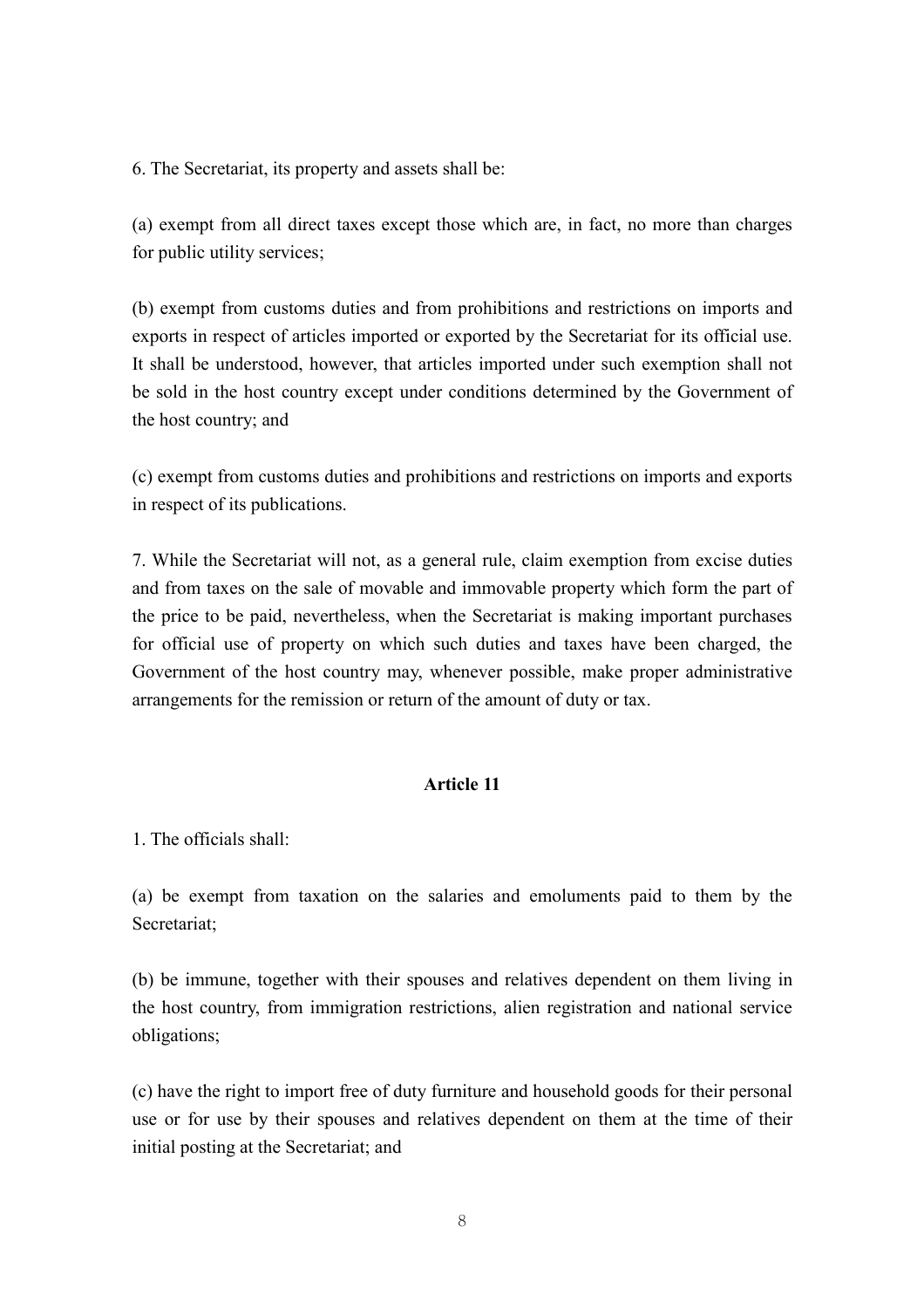6. The Secretariat, its property and assets shall be:

(a) exempt from all direct taxes except those which are, in fact, no more than charges for public utility services;

(b) exempt from customs duties and from prohibitions and restrictions on imports and exports in respect of articles imported or exported by the Secretariat for its official use. It shall be understood, however, that articles imported under such exemption shall not be sold in the host country except under conditions determined by the Government of the host country; and

(c) exempt from customs duties and prohibitions and restrictions on imports and exports in respect of its publications.

7. While the Secretariat will not, as a general rule, claim exemption from excise duties and from taxes on the sale of movable and immovable property which form the part of the price to be paid, nevertheless, when the Secretariat is making important purchases for official use of property on which such duties and taxes have been charged, the Government of the host country may, whenever possible, make proper administrative arrangements for the remission or return of the amount of duty or tax.

**Article 11**

1. The officials shall:

(a) be exempt from taxation on the salaries and emoluments paid to them by the Secretariat;

(b) be immune, together with their spouses and relatives dependent on them living in the host country, from immigration restrictions, alien registration and national service obligations;

(c) have the right to import free of duty furniture and household goods for their personal use or for use by their spouses and relatives dependent on them at the time of their initial posting at the Secretariat; and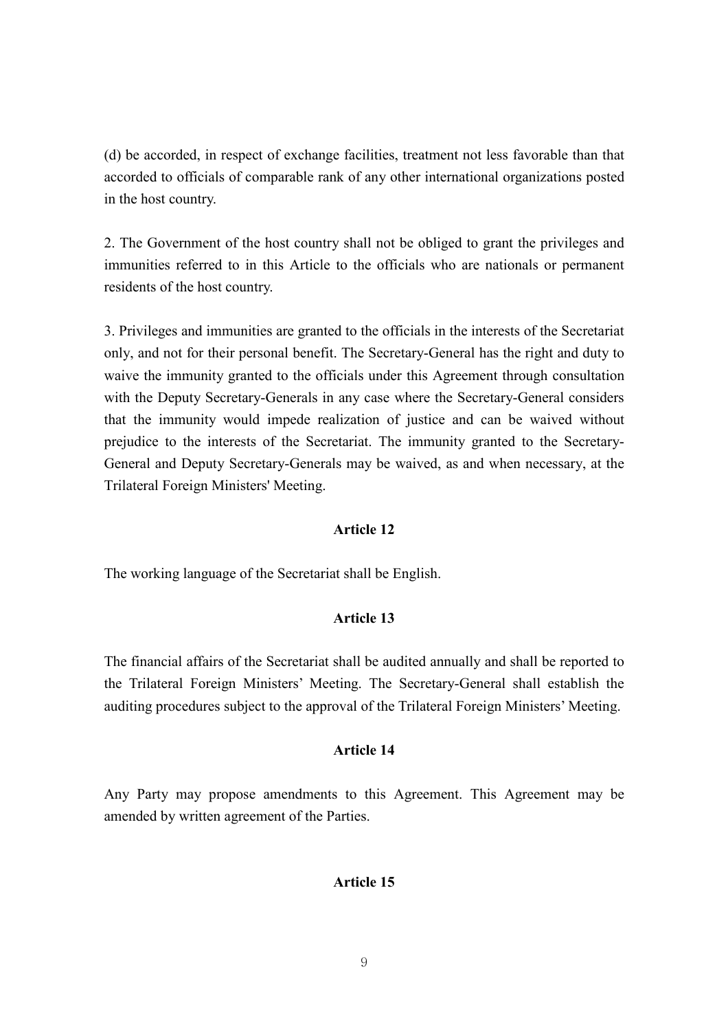(d) be accorded, in respect of exchange facilities, treatment not less favorable than that accorded to officials of comparable rank of any other international organizations posted in the host country.

2. The Government of the host country shall not be obliged to grant the privileges and immunities referred to in this Article to the officials who are nationals or permanent residents of the host country.

3. Privileges and immunities are granted to the officials in the interests of the Secretariat only, and not for their personal benefit. The Secretary-General has the right and duty to waive the immunity granted to the officials under this Agreement through consultation with the Deputy Secretary-Generals in any case where the Secretary-General considers that the immunity would impede realization of justice and can be waived without prejudice to the interests of the Secretariat. The immunity granted to the Secretary-General and Deputy Secretary-Generals may be waived, as and when necessary, at the Trilateral Foreign Ministers' Meeting.

**Article 12**

The working language of the Secretariat shall be English.

**Article 13**

The financial affairs of the Secretariat shall be audited annually and shall be reported to the Trilateral Foreign Ministers' Meeting. The Secretary-General shall establish the auditing procedures subject to the approval of the Trilateral Foreign Ministers' Meeting.

**Article 14**

Any Party may propose amendments to this Agreement. This Agreement may be amended by written agreement of the Parties.

**Article 15**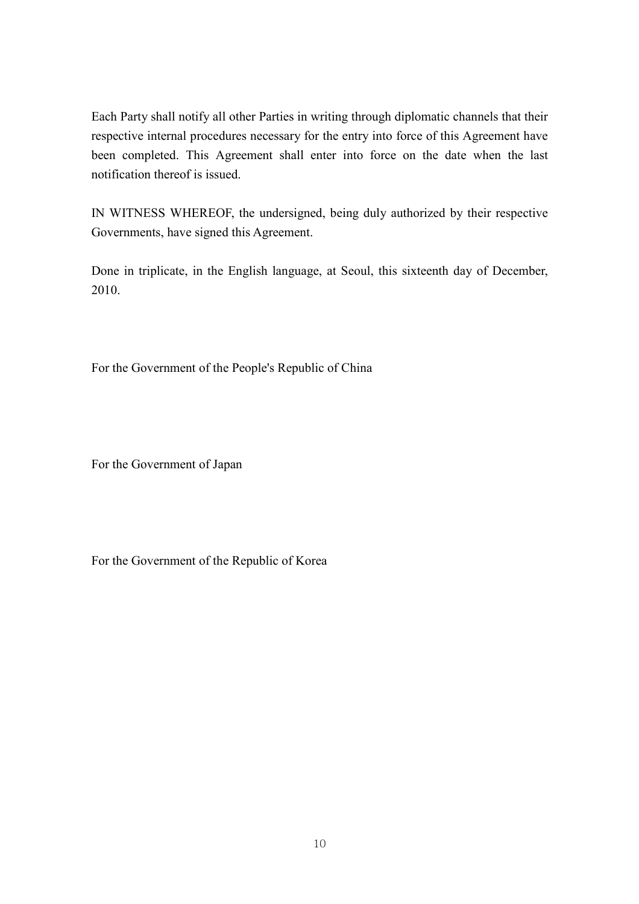Each Party shall notify all other Parties in writing through diplomatic channels that their respective internal procedures necessary for the entry into force of this Agreement have been completed. This Agreement shall enter into force on the date when the last notification thereof is issued.

IN WITNESS WHEREOF, the undersigned, being duly authorized by their respective Governments, have signed this Agreement.

Done in triplicate, in the English language, at Seoul, this sixteenth day of December, 2010.

For the Government of the People's Republic of China

For the Government of Japan

For the Government of the Republic of Korea